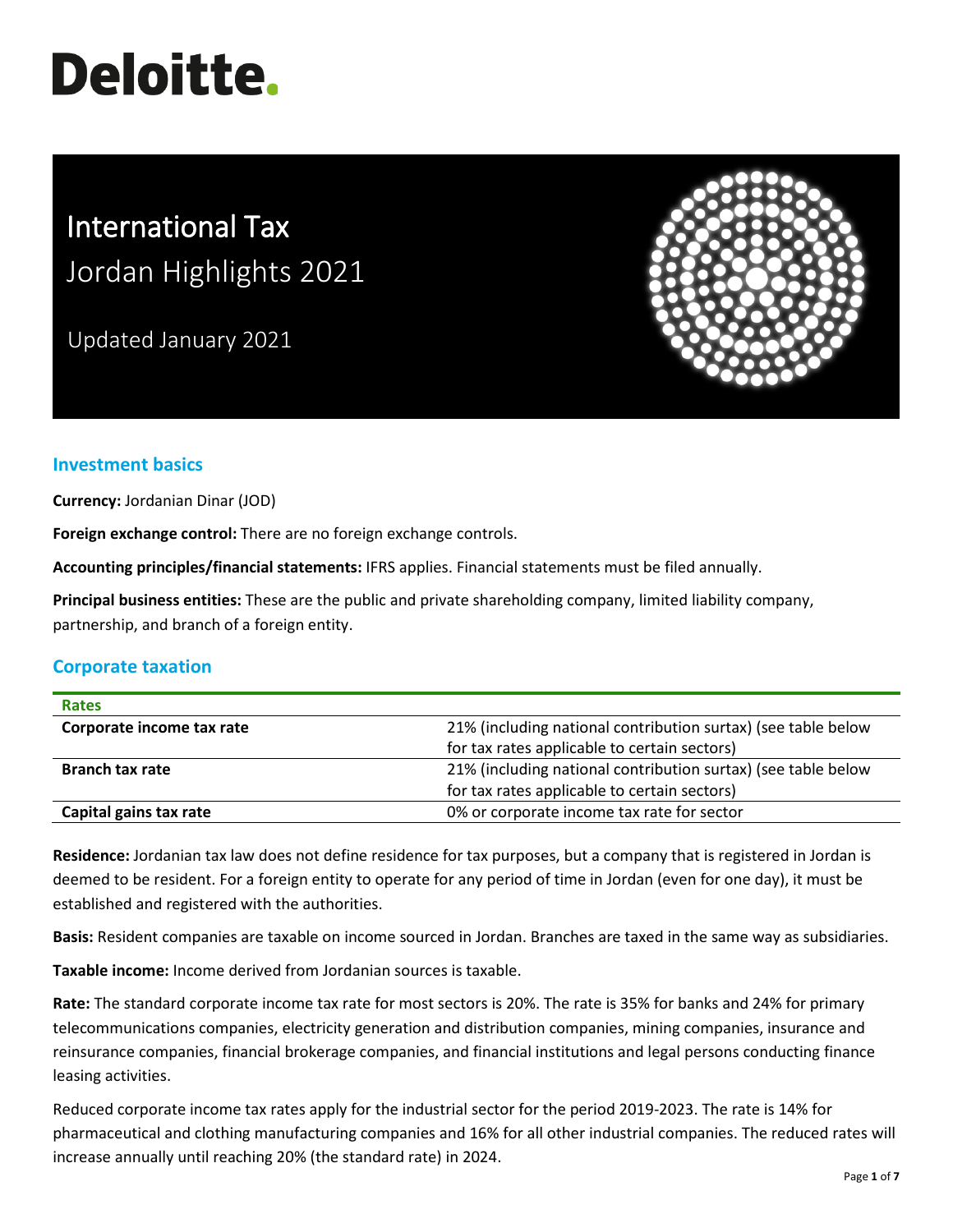# Deloitte.

# International Tax
## Jordan Highlights 2021

Updated January 2021

## Investment basics

**Currency:** Jordanian Dinar (JOD)

**Foreign exchange control:** There are no foreign exchange controls.

**Accounting principles/financial statements:** IFRS applies. Financial statements must be filed annually.

**Principal business entities:** These are the public and private shareholding company, limited liability company, partnership, and branch of a foreign entity.

## Corporate taxation

| Rates | |
|---|---|
| **Corporate income tax rate** | 21% (including national contribution surtax) (see table below for tax rates applicable to certain sectors) |
| **Branch tax rate** | 21% (including national contribution surtax) (see table below for tax rates applicable to certain sectors) |
| **Capital gains tax rate** | 0% or corporate income tax rate for sector |

**Residence:** Jordanian tax law does not define residence for tax purposes, but a company that is registered in Jordan is deemed to be resident. For a foreign entity to operate for any period of time in Jordan (even for one day), it must be established and registered with the authorities.

**Basis:** Resident companies are taxable on income sourced in Jordan. Branches are taxed in the same way as subsidiaries.

**Taxable income:** Income derived from Jordanian sources is taxable.

**Rate:** The standard corporate income tax rate for most sectors is 20%. The rate is 35% for banks and 24% for primary telecommunications companies, electricity generation and distribution companies, mining companies, insurance and reinsurance companies, financial brokerage companies, and financial institutions and legal persons conducting finance leasing activities.

Reduced corporate income tax rates apply for the industrial sector for the period 2019-2023. The rate is 14% for pharmaceutical and clothing manufacturing companies and 16% for all other industrial companies. The reduced rates will increase annually until reaching 20% (the standard rate) in 2024.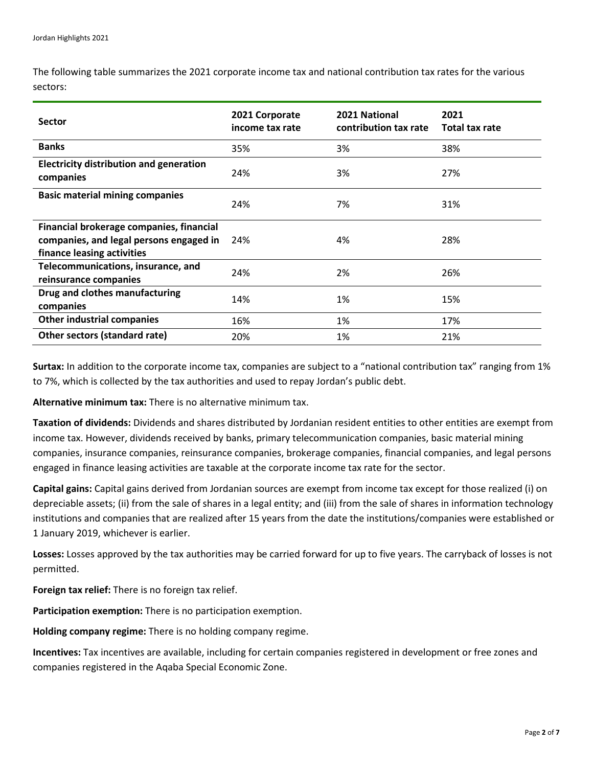The following table summarizes the 2021 corporate income tax and national contribution tax rates for the various sectors:

| Sector | 2021 Corporate income tax rate | 2021 National contribution tax rate | 2021 Total tax rate |
| --- | --- | --- | --- |
| **Banks** | 35% | 3% | 38% |
| **Electricity distribution and generation companies** | 24% | 3% | 27% |
| **Basic material mining companies** | 24% | 7% | 31% |
| **Financial brokerage companies, financial companies, and legal persons engaged in finance leasing activities** | 24% | 4% | 28% |
| **Telecommunications, insurance, and reinsurance companies** | 24% | 2% | 26% |
| **Drug and clothes manufacturing companies** | 14% | 1% | 15% |
| **Other industrial companies** | 16% | 1% | 17% |
| **Other sectors (standard rate)** | 20% | 1% | 21% |

**Surtax:** In addition to the corporate income tax, companies are subject to a "national contribution tax" ranging from 1% to 7%, which is collected by the tax authorities and used to repay Jordan's public debt.

**Alternative minimum tax:** There is no alternative minimum tax.

**Taxation of dividends:** Dividends and shares distributed by Jordanian resident entities to other entities are exempt from income tax. However, dividends received by banks, primary telecommunication companies, basic material mining companies, insurance companies, reinsurance companies, brokerage companies, financial companies, and legal persons engaged in finance leasing activities are taxable at the corporate income tax rate for the sector.

**Capital gains:** Capital gains derived from Jordanian sources are exempt from income tax except for those realized (i) on depreciable assets; (ii) from the sale of shares in a legal entity; and (iii) from the sale of shares in information technology institutions and companies that are realized after 15 years from the date the institutions/companies were established or 1 January 2019, whichever is earlier.

**Losses:** Losses approved by the tax authorities may be carried forward for up to five years. The carryback of losses is not permitted.

**Foreign tax relief:** There is no foreign tax relief.

**Participation exemption:** There is no participation exemption.

**Holding company regime:** There is no holding company regime.

**Incentives:** Tax incentives are available, including for certain companies registered in development or free zones and companies registered in the Aqaba Special Economic Zone.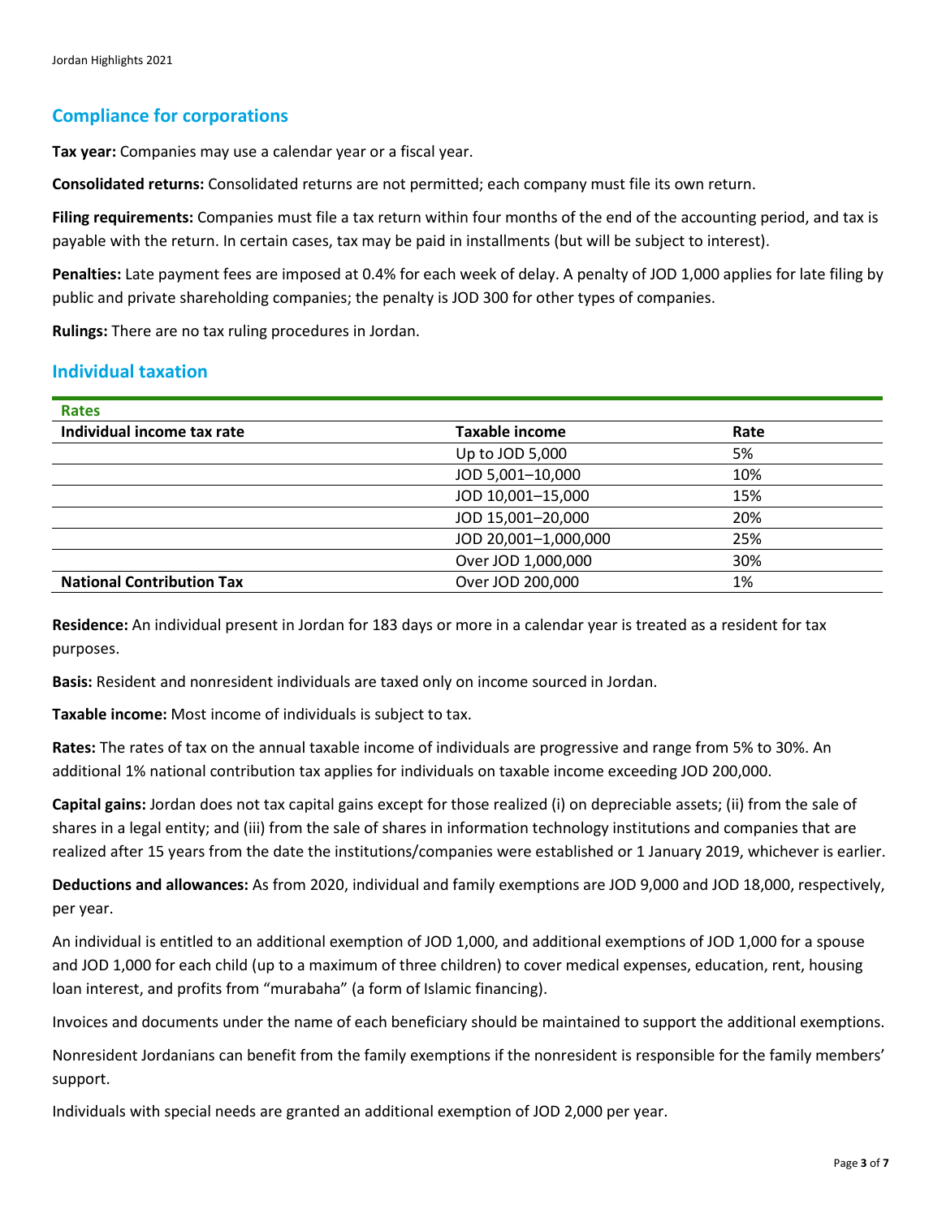## Compliance for corporations

**Tax year:** Companies may use a calendar year or a fiscal year.

**Consolidated returns:** Consolidated returns are not permitted; each company must file its own return.

**Filing requirements:** Companies must file a tax return within four months of the end of the accounting period, and tax is payable with the return. In certain cases, tax may be paid in installments (but will be subject to interest).

**Penalties:** Late payment fees are imposed at 0.4% for each week of delay. A penalty of JOD 1,000 applies for late filing by public and private shareholding companies; the penalty is JOD 300 for other types of companies.

**Rulings:** There are no tax ruling procedures in Jordan.

## Individual taxation

| Rates | | |
|---|---|---|
| **Individual income tax rate** | **Taxable income** | **Rate** |
| | Up to JOD 5,000 | 5% |
| | JOD 5,001–10,000 | 10% |
| | JOD 10,001–15,000 | 15% |
| | JOD 15,001–20,000 | 20% |
| | JOD 20,001–1,000,000 | 25% |
| | Over JOD 1,000,000 | 30% |
| **National Contribution Tax** | Over JOD 200,000 | 1% |

**Residence:** An individual present in Jordan for 183 days or more in a calendar year is treated as a resident for tax purposes.

**Basis:** Resident and nonresident individuals are taxed only on income sourced in Jordan.

**Taxable income:** Most income of individuals is subject to tax.

**Rates:** The rates of tax on the annual taxable income of individuals are progressive and range from 5% to 30%. An additional 1% national contribution tax applies for individuals on taxable income exceeding JOD 200,000.

**Capital gains:** Jordan does not tax capital gains except for those realized (i) on depreciable assets; (ii) from the sale of shares in a legal entity; and (iii) from the sale of shares in information technology institutions and companies that are realized after 15 years from the date the institutions/companies were established or 1 January 2019, whichever is earlier.

**Deductions and allowances:** As from 2020, individual and family exemptions are JOD 9,000 and JOD 18,000, respectively, per year.

An individual is entitled to an additional exemption of JOD 1,000, and additional exemptions of JOD 1,000 for a spouse and JOD 1,000 for each child (up to a maximum of three children) to cover medical expenses, education, rent, housing loan interest, and profits from "murabaha" (a form of Islamic financing).

Invoices and documents under the name of each beneficiary should be maintained to support the additional exemptions.

Nonresident Jordanians can benefit from the family exemptions if the nonresident is responsible for the family members' support.

Individuals with special needs are granted an additional exemption of JOD 2,000 per year.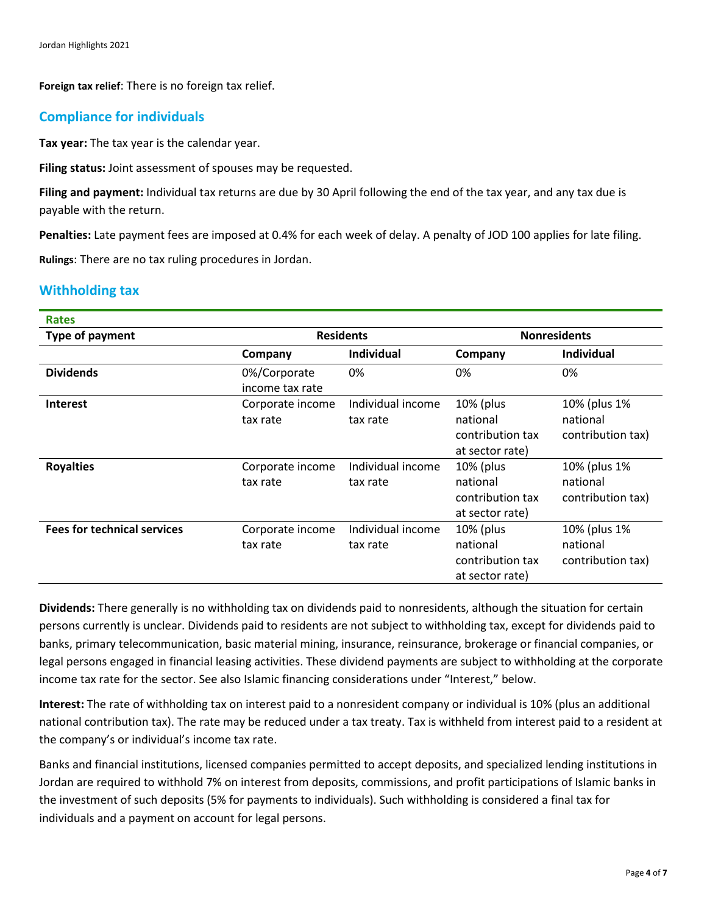**Foreign tax relief**: There is no foreign tax relief.

## Compliance for individuals

**Tax year:** The tax year is the calendar year.

**Filing status:** Joint assessment of spouses may be requested.

**Filing and payment:** Individual tax returns are due by 30 April following the end of the tax year, and any tax due is payable with the return.

**Penalties:** Late payment fees are imposed at 0.4% for each week of delay. A penalty of JOD 100 applies for late filing.

**Rulings**: There are no tax ruling procedures in Jordan.

## Withholding tax

**Rates**

| Type of payment | Residents | | Nonresidents | |
|---|---|---|---|---|
| | Company | Individual | Company | Individual |
| **Dividends** | 0%/Corporate income tax rate | 0% | 0% | 0% |
| **Interest** | Corporate income tax rate | Individual income tax rate | 10% (plus national contribution tax at sector rate) | 10% (plus 1% national contribution tax) |
| **Royalties** | Corporate income tax rate | Individual income tax rate | 10% (plus national contribution tax at sector rate) | 10% (plus 1% national contribution tax) |
| **Fees for technical services** | Corporate income tax rate | Individual income tax rate | 10% (plus national contribution tax at sector rate) | 10% (plus 1% national contribution tax) |

**Dividends:** There generally is no withholding tax on dividends paid to nonresidents, although the situation for certain persons currently is unclear. Dividends paid to residents are not subject to withholding tax, except for dividends paid to banks, primary telecommunication, basic material mining, insurance, reinsurance, brokerage or financial companies, or legal persons engaged in financial leasing activities. These dividend payments are subject to withholding at the corporate income tax rate for the sector. See also Islamic financing considerations under "Interest," below.

**Interest:** The rate of withholding tax on interest paid to a nonresident company or individual is 10% (plus an additional national contribution tax). The rate may be reduced under a tax treaty. Tax is withheld from interest paid to a resident at the company's or individual's income tax rate.

Banks and financial institutions, licensed companies permitted to accept deposits, and specialized lending institutions in Jordan are required to withhold 7% on interest from deposits, commissions, and profit participations of Islamic banks in the investment of such deposits (5% for payments to individuals). Such withholding is considered a final tax for individuals and a payment on account for legal persons.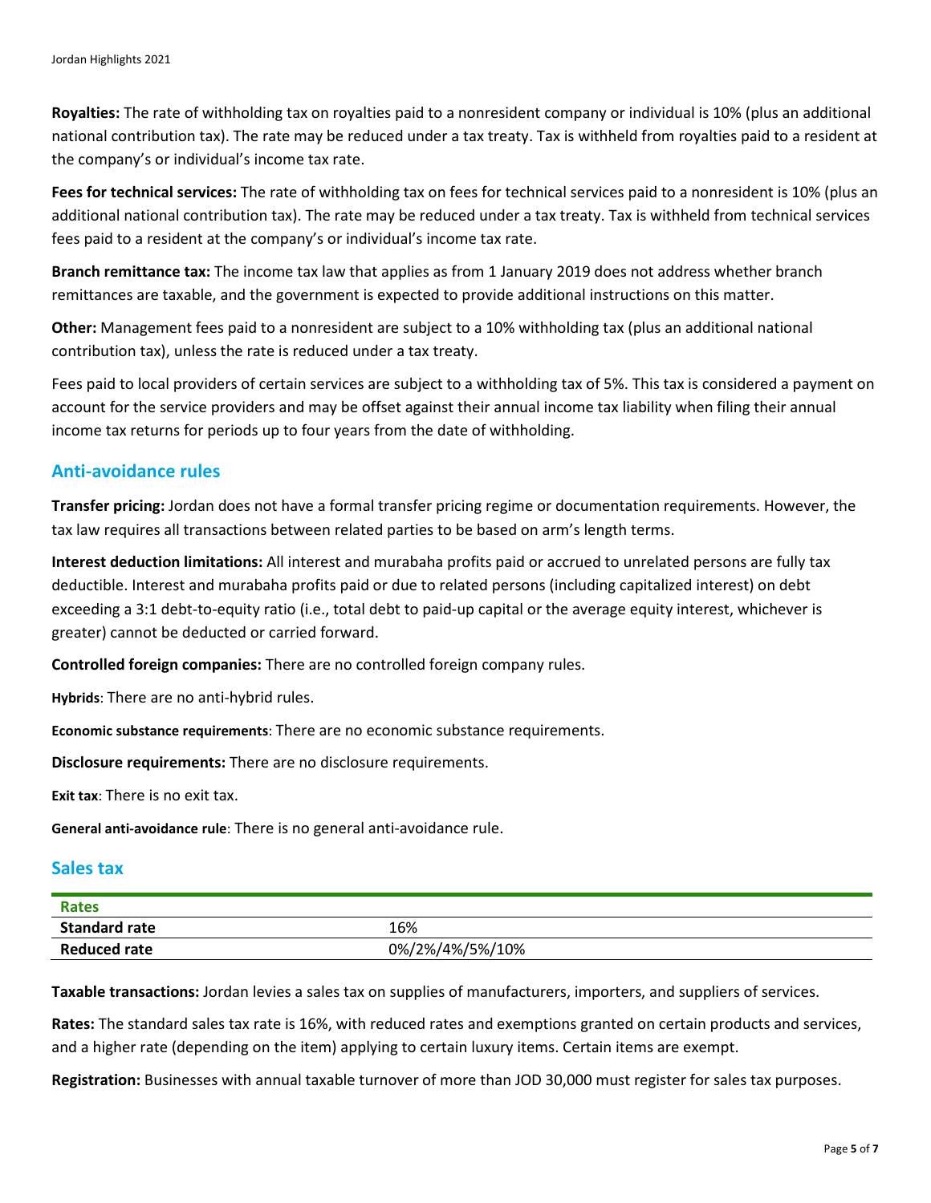**Royalties:** The rate of withholding tax on royalties paid to a nonresident company or individual is 10% (plus an additional national contribution tax). The rate may be reduced under a tax treaty. Tax is withheld from royalties paid to a resident at the company's or individual's income tax rate.

**Fees for technical services:** The rate of withholding tax on fees for technical services paid to a nonresident is 10% (plus an additional national contribution tax). The rate may be reduced under a tax treaty. Tax is withheld from technical services fees paid to a resident at the company's or individual's income tax rate.

**Branch remittance tax:** The income tax law that applies as from 1 January 2019 does not address whether branch remittances are taxable, and the government is expected to provide additional instructions on this matter.

**Other:** Management fees paid to a nonresident are subject to a 10% withholding tax (plus an additional national contribution tax), unless the rate is reduced under a tax treaty.

Fees paid to local providers of certain services are subject to a withholding tax of 5%. This tax is considered a payment on account for the service providers and may be offset against their annual income tax liability when filing their annual income tax returns for periods up to four years from the date of withholding.

## Anti-avoidance rules

**Transfer pricing:** Jordan does not have a formal transfer pricing regime or documentation requirements. However, the tax law requires all transactions between related parties to be based on arm's length terms.

**Interest deduction limitations:** All interest and murabaha profits paid or accrued to unrelated persons are fully tax deductible. Interest and murabaha profits paid or due to related persons (including capitalized interest) on debt exceeding a 3:1 debt-to-equity ratio (i.e., total debt to paid-up capital or the average equity interest, whichever is greater) cannot be deducted or carried forward.

**Controlled foreign companies:** There are no controlled foreign company rules.

**Hybrids**: There are no anti-hybrid rules.

**Economic substance requirements**: There are no economic substance requirements.

**Disclosure requirements:** There are no disclosure requirements.

**Exit tax**: There is no exit tax.

**General anti-avoidance rule**: There is no general anti-avoidance rule.

## Sales tax

| Rates | |
|---|---|
| **Standard rate** | 16% |
| **Reduced rate** | 0%/2%/4%/5%/10% |

**Taxable transactions:** Jordan levies a sales tax on supplies of manufacturers, importers, and suppliers of services.

**Rates:** The standard sales tax rate is 16%, with reduced rates and exemptions granted on certain products and services, and a higher rate (depending on the item) applying to certain luxury items. Certain items are exempt.

**Registration:** Businesses with annual taxable turnover of more than JOD 30,000 must register for sales tax purposes.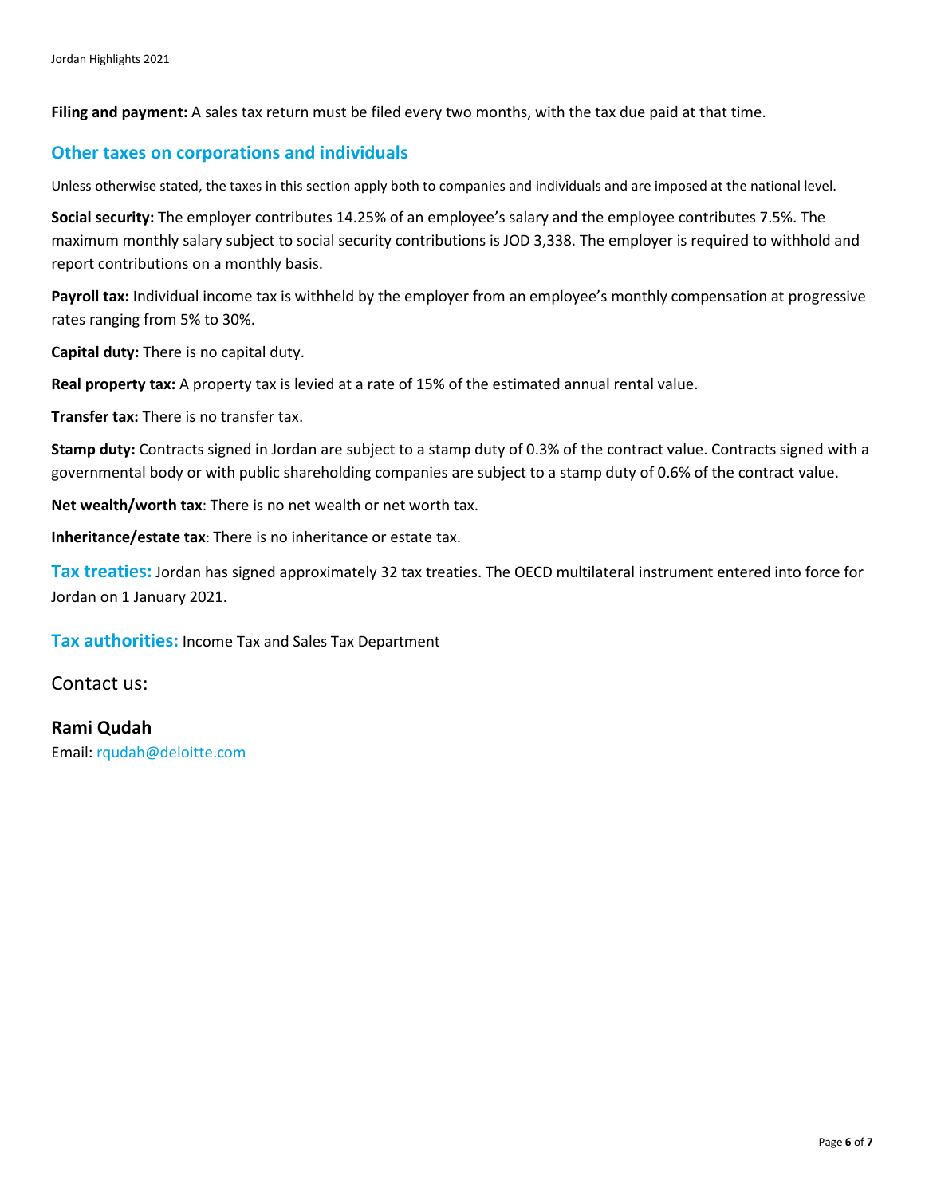**Filing and payment:** A sales tax return must be filed every two months, with the tax due paid at that time.

## Other taxes on corporations and individuals

Unless otherwise stated, the taxes in this section apply both to companies and individuals and are imposed at the national level.

**Social security:** The employer contributes 14.25% of an employee's salary and the employee contributes 7.5%. The maximum monthly salary subject to social security contributions is JOD 3,338. The employer is required to withhold and report contributions on a monthly basis.

**Payroll tax:** Individual income tax is withheld by the employer from an employee's monthly compensation at progressive rates ranging from 5% to 30%.

**Capital duty:** There is no capital duty.

**Real property tax:** A property tax is levied at a rate of 15% of the estimated annual rental value.

**Transfer tax:** There is no transfer tax.

**Stamp duty:** Contracts signed in Jordan are subject to a stamp duty of 0.3% of the contract value. Contracts signed with a governmental body or with public shareholding companies are subject to a stamp duty of 0.6% of the contract value.

**Net wealth/worth tax**: There is no net wealth or net worth tax.

**Inheritance/estate tax**: There is no inheritance or estate tax.

**Tax treaties:** Jordan has signed approximately 32 tax treaties. The OECD multilateral instrument entered into force for Jordan on 1 January 2021.

**Tax authorities:** Income Tax and Sales Tax Department

Contact us:

**Rami Qudah**
Email: rqudah@deloitte.com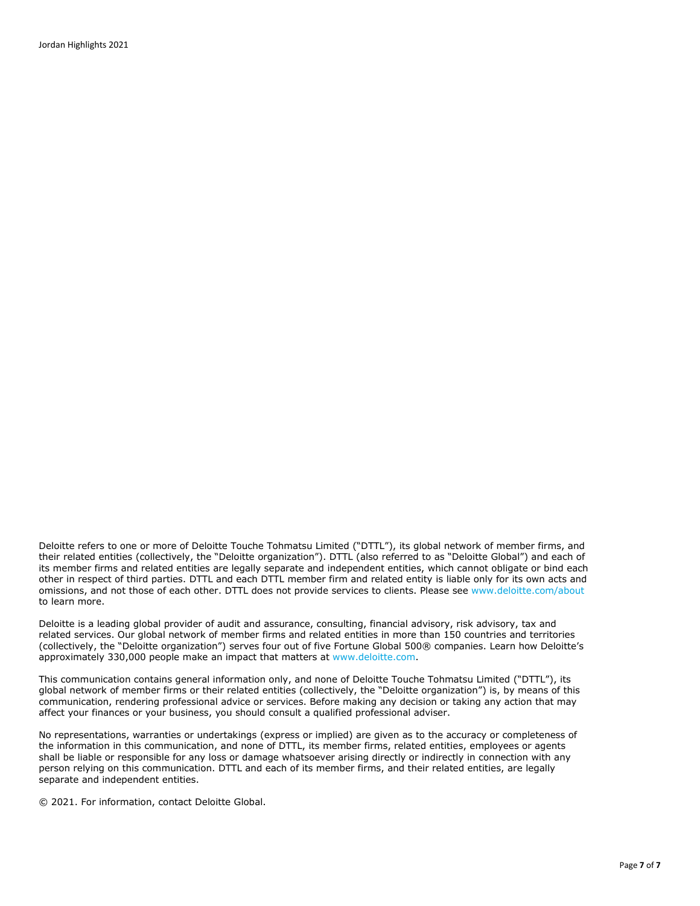Deloitte refers to one or more of Deloitte Touche Tohmatsu Limited ("DTTL"), its global network of member firms, and their related entities (collectively, the "Deloitte organization"). DTTL (also referred to as "Deloitte Global") and each of its member firms and related entities are legally separate and independent entities, which cannot obligate or bind each other in respect of third parties. DTTL and each DTTL member firm and related entity is liable only for its own acts and omissions, and not those of each other. DTTL does not provide services to clients. Please see www.deloitte.com/about to learn more.

Deloitte is a leading global provider of audit and assurance, consulting, financial advisory, risk advisory, tax and related services. Our global network of member firms and related entities in more than 150 countries and territories (collectively, the "Deloitte organization") serves four out of five Fortune Global 500® companies. Learn how Deloitte's approximately 330,000 people make an impact that matters at www.deloitte.com.

This communication contains general information only, and none of Deloitte Touche Tohmatsu Limited ("DTTL"), its global network of member firms or their related entities (collectively, the "Deloitte organization") is, by means of this communication, rendering professional advice or services. Before making any decision or taking any action that may affect your finances or your business, you should consult a qualified professional adviser.

No representations, warranties or undertakings (express or implied) are given as to the accuracy or completeness of the information in this communication, and none of DTTL, its member firms, related entities, employees or agents shall be liable or responsible for any loss or damage whatsoever arising directly or indirectly in connection with any person relying on this communication. DTTL and each of its member firms, and their related entities, are legally separate and independent entities.

© 2021. For information, contact Deloitte Global.